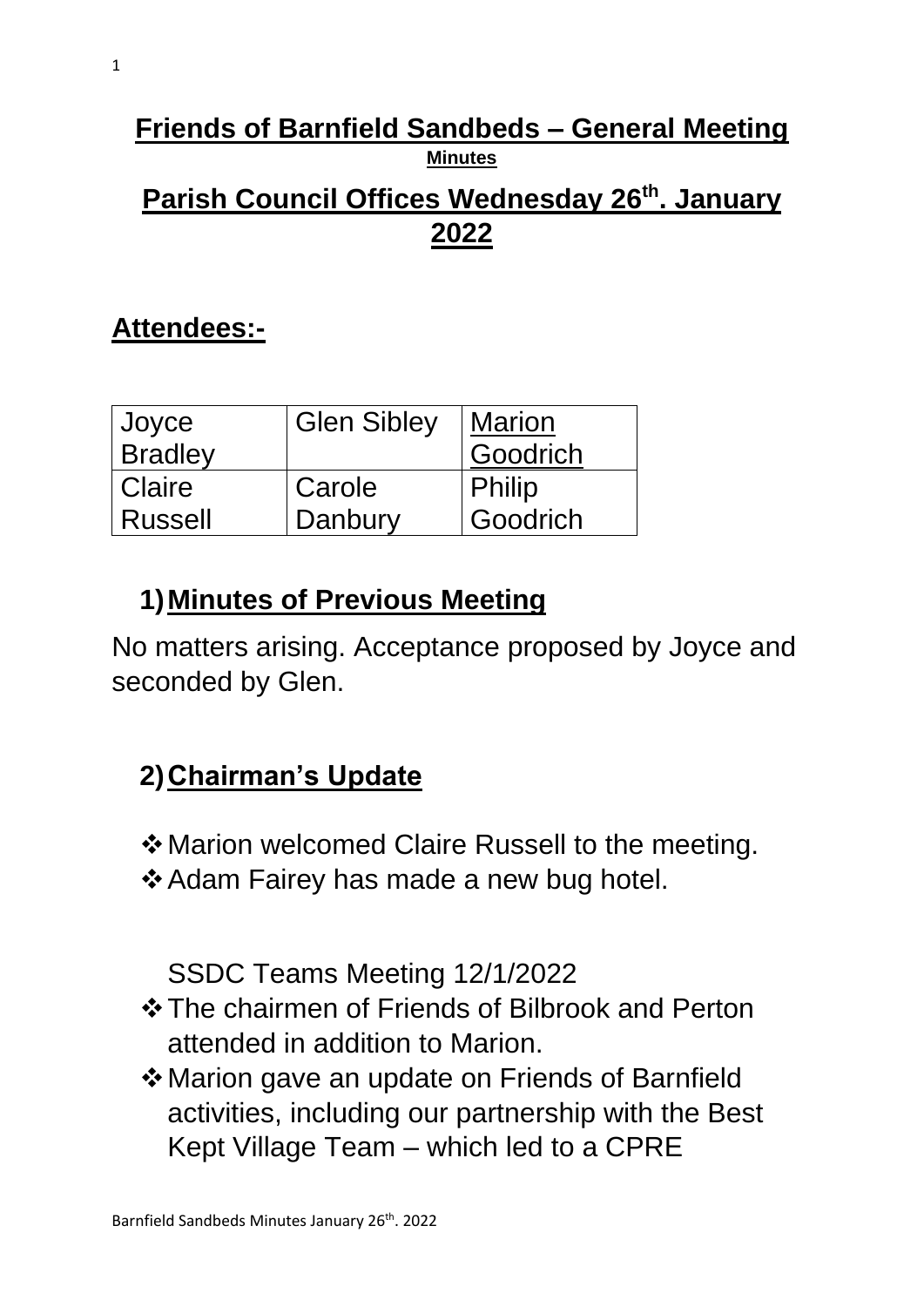# Friends of Barnfield Sandbeds – General Meeting

**Minutes**

## Parish Council Offices Wednesday 26th. January 2022

## Attendees:-

| | | |
|---|---|---|
| Joyce Bradley | Glen Sibley | Marion Goodrich |
| Claire Russell | Carole Danbury | Philip Goodrich |

## 1) Minutes of Previous Meeting

No matters arising. Acceptance proposed by Joyce and seconded by Glen.

## 2) Chairman's Update

- Marion welcomed Claire Russell to the meeting.
- Adam Fairey has made a new bug hotel.

SSDC Teams Meeting 12/1/2022

- The chairmen of Friends of Bilbrook and Perton attended in addition to Marion.
- Marion gave an update on Friends of Barnfield activities, including our partnership with the Best Kept Village Team – which led to a CPRE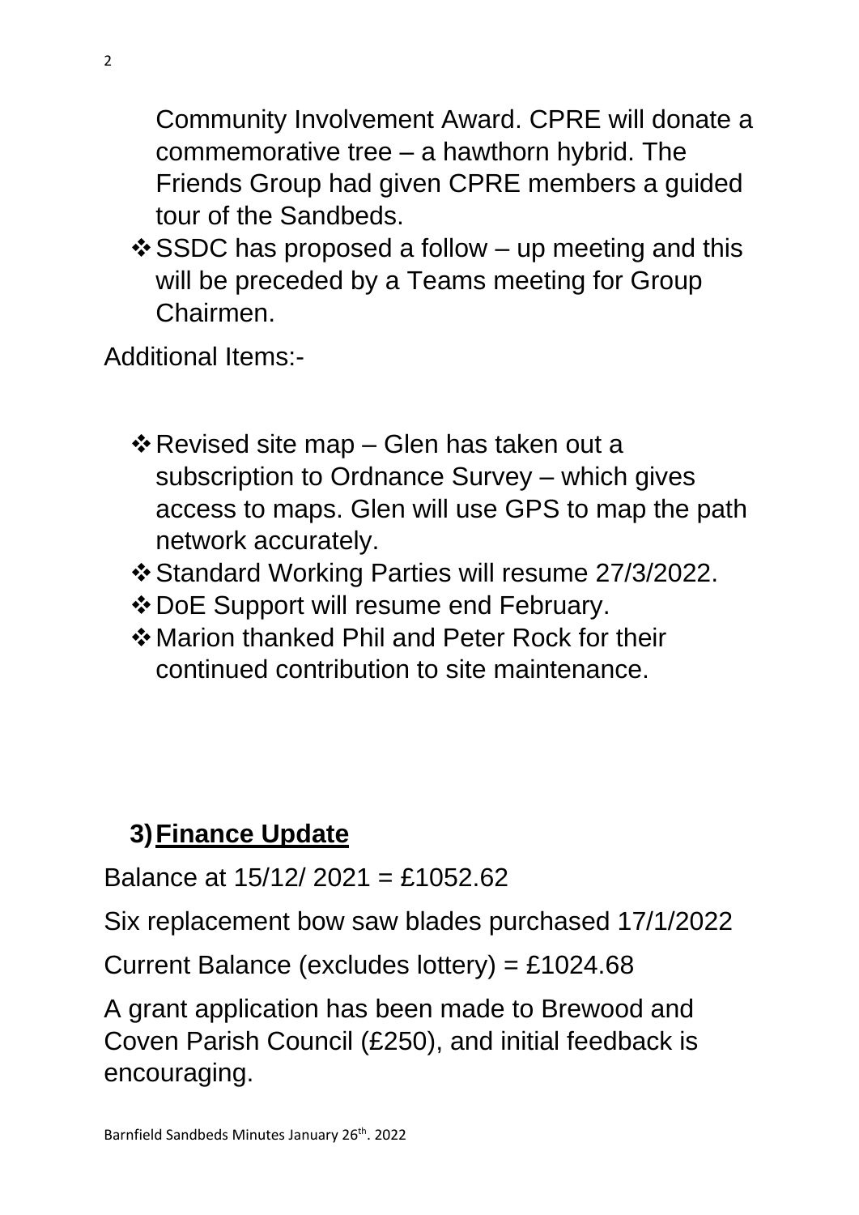Community Involvement Award. CPRE will donate a commemorative tree – a hawthorn hybrid. The Friends Group had given CPRE members a guided tour of the Sandbeds.

- SSDC has proposed a follow – up meeting and this will be preceded by a Teams meeting for Group Chairmen.

Additional Items:-

- Revised site map – Glen has taken out a subscription to Ordnance Survey – which gives access to maps. Glen will use GPS to map the path network accurately.
- Standard Working Parties will resume 27/3/2022.
- DoE Support will resume end February.
- Marion thanked Phil and Peter Rock for their continued contribution to site maintenance.

## 3) Finance Update

Balance at 15/12/ 2021 = £1052.62

Six replacement bow saw blades purchased 17/1/2022

Current Balance (excludes lottery) = £1024.68

A grant application has been made to Brewood and Coven Parish Council (£250), and initial feedback is encouraging.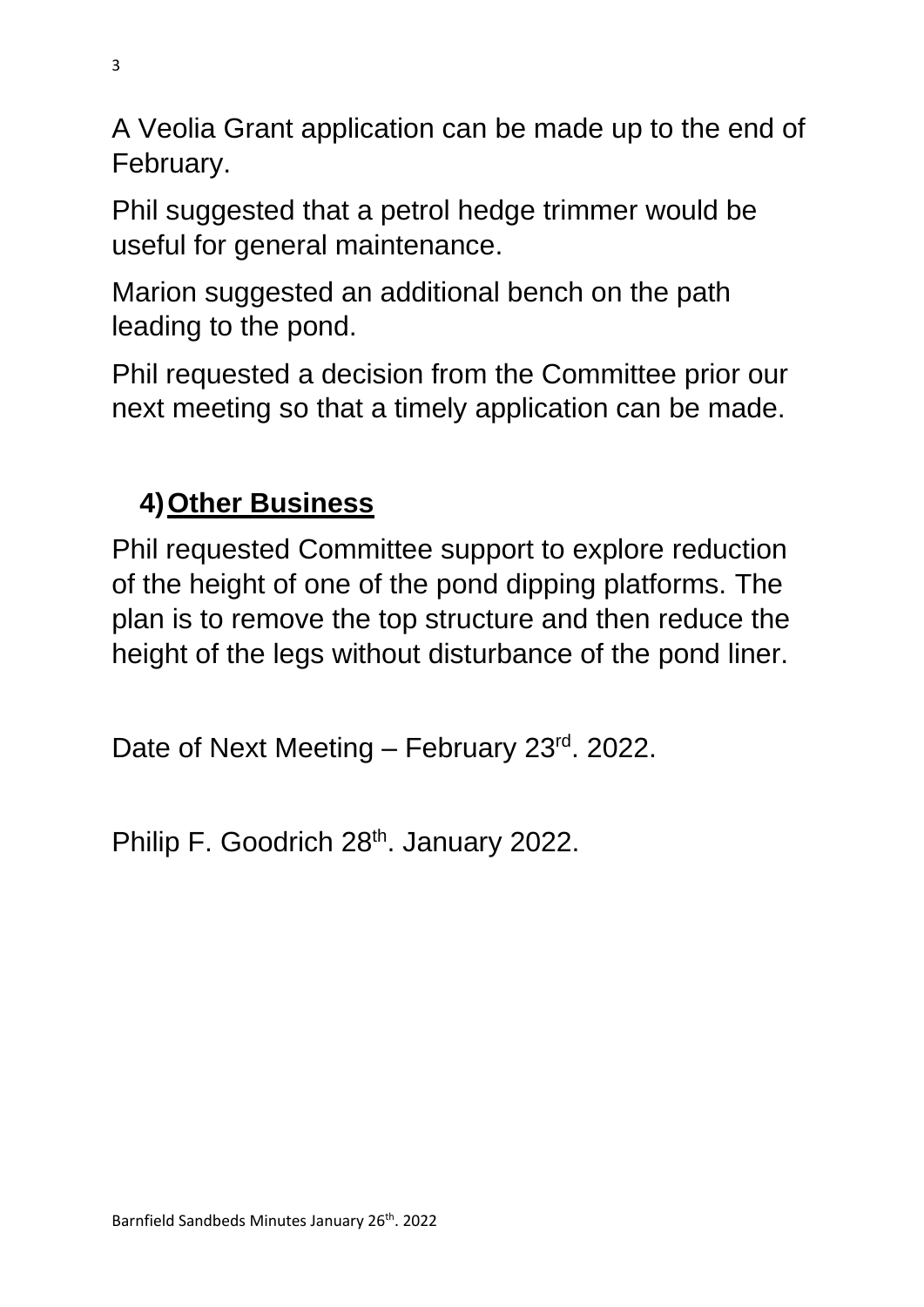A Veolia Grant application can be made up to the end of February.

Phil suggested that a petrol hedge trimmer would be useful for general maintenance.

Marion suggested an additional bench on the path leading to the pond.

Phil requested a decision from the Committee prior our next meeting so that a timely application can be made.

## 4) Other Business

Phil requested Committee support to explore reduction of the height of one of the pond dipping platforms. The plan is to remove the top structure and then reduce the height of the legs without disturbance of the pond liner.

Date of Next Meeting – February 23rd. 2022.

Philip F. Goodrich 28th. January 2022.